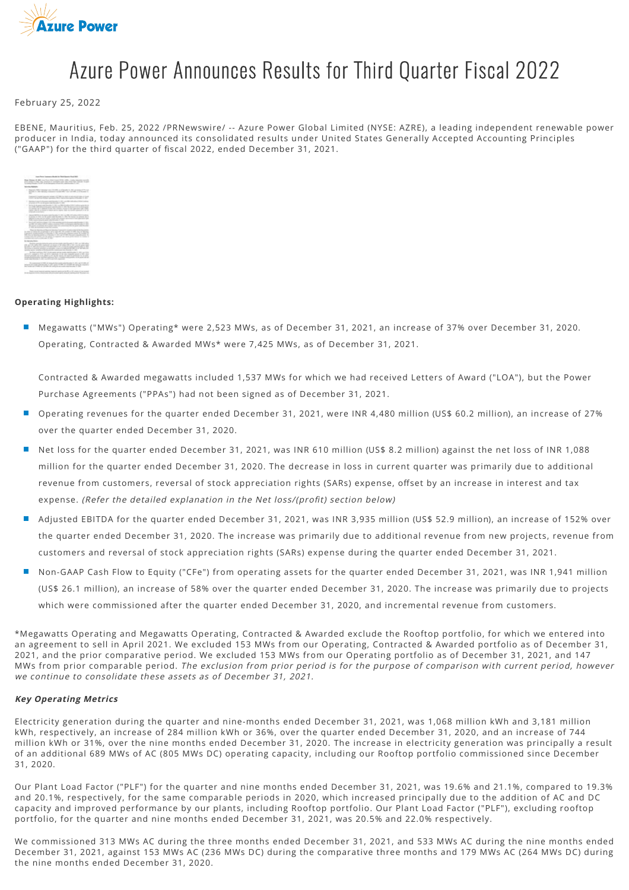# Azure Power Announces Results for Third Quarter Fiscal 2022

February 25, 2022

EBENE, Mauritius, Feb. 25, 2022 /PRNewswire/ -- Azure Power Global Limited (NYSE: AZRE), a leading independent renewable power producer in India, today announced its consolidated results under United States Generally Accepted Accounting Principles ("GAAP") for the third quarter of fiscal 2022, ended December 31, 2021.

**Operating Highlights:**

- Megawatts ("MWs") Operating* were 2,523 MWs, as of December 31, 2021, an increase of 37% over December 31, 2020. Operating, Contracted & Awarded MWs* were 7,425 MWs, as of December 31, 2021.

  Contracted & Awarded megawatts included 1,537 MWs for which we had received Letters of Award ("LOA"), but the Power Purchase Agreements ("PPAs") had not been signed as of December 31, 2021.
- Operating revenues for the quarter ended December 31, 2021, were INR 4,480 million (US$ 60.2 million), an increase of 27% over the quarter ended December 31, 2020.
- Net loss for the quarter ended December 31, 2021, was INR 610 million (US$ 8.2 million) against the net loss of INR 1,088 million for the quarter ended December 31, 2020. The decrease in loss in current quarter was primarily due to additional revenue from customers, reversal of stock appreciation rights (SARs) expense, offset by an increase in interest and tax expense. *(Refer the detailed explanation in the Net loss/(profit) section below)*
- Adjusted EBITDA for the quarter ended December 31, 2021, was INR 3,935 million (US$ 52.9 million), an increase of 152% over the quarter ended December 31, 2020. The increase was primarily due to additional revenue from new projects, revenue from customers and reversal of stock appreciation rights (SARs) expense during the quarter ended December 31, 2021.
- Non-GAAP Cash Flow to Equity ("CFe") from operating assets for the quarter ended December 31, 2021, was INR 1,941 million (US$ 26.1 million), an increase of 58% over the quarter ended December 31, 2020. The increase was primarily due to projects which were commissioned after the quarter ended December 31, 2020, and incremental revenue from customers.

*Megawatts Operating and Megawatts Operating, Contracted & Awarded exclude the Rooftop portfolio, for which we entered into an agreement to sell in April 2021. We excluded 153 MWs from our Operating, Contracted & Awarded portfolio as of December 31, 2021, and the prior comparative period. We excluded 153 MWs from our Operating portfolio as of December 31, 2021, and 147 MWs from prior comparable period. *The exclusion from prior period is for the purpose of comparison with current period, however we continue to consolidate these assets as of December 31, 2021.*

***Key Operating Metrics***

Electricity generation during the quarter and nine-months ended December 31, 2021, was 1,068 million kWh and 3,181 million kWh, respectively, an increase of 284 million kWh or 36%, over the quarter ended December 31, 2020, and an increase of 744 million kWh or 31%, over the nine months ended December 31, 2020. The increase in electricity generation was principally a result of an additional 689 MWs of AC (805 MWs DC) operating capacity, including our Rooftop portfolio commissioned since December 31, 2020.

Our Plant Load Factor ("PLF") for the quarter and nine months ended December 31, 2021, was 19.6% and 21.1%, compared to 19.3% and 20.1%, respectively, for the same comparable periods in 2020, which increased principally due to the addition of AC and DC capacity and improved performance by our plants, including Rooftop portfolio. Our Plant Load Factor ("PLF"), excluding rooftop portfolio, for the quarter and nine months ended December 31, 2021, was 20.5% and 22.0% respectively.

We commissioned 313 MWs AC during the three months ended December 31, 2021, and 533 MWs AC during the nine months ended December 31, 2021, against 153 MWs AC (236 MWs DC) during the comparative three months and 179 MWs AC (264 MWs DC) during the nine months ended December 31, 2020.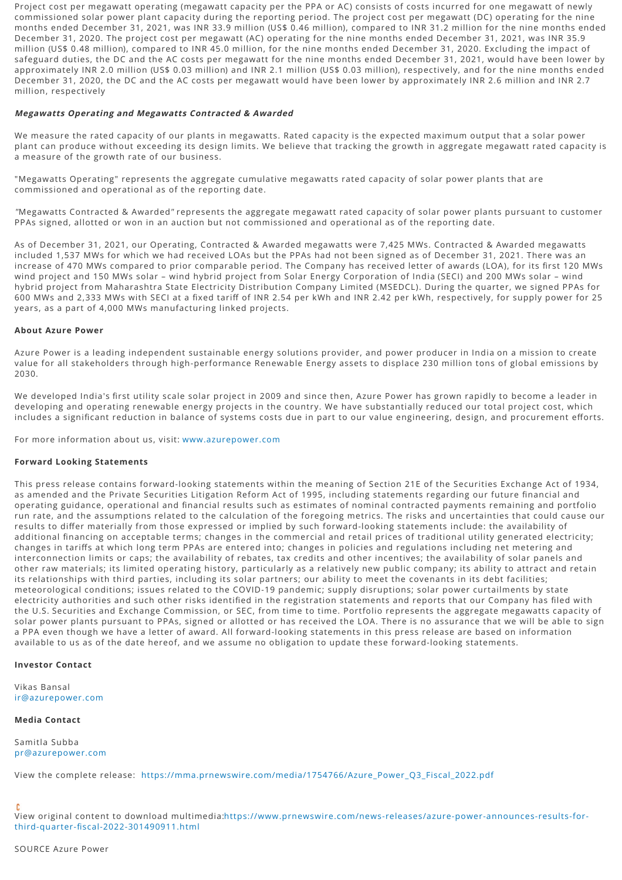Project cost per megawatt operating (megawatt capacity per the PPA or AC) consists of costs incurred for one megawatt of newly commissioned solar power plant capacity during the reporting period. The project cost per megawatt (DC) operating for the nine months ended December 31, 2021, was INR 33.9 million (US$ 0.46 million), compared to INR 31.2 million for the nine months ended December 31, 2020. The project cost per megawatt (AC) operating for the nine months ended December 31, 2021, was INR 35.9 million (US$ 0.48 million), compared to INR 45.0 million, for the nine months ended December 31, 2020. Excluding the impact of safeguard duties, the DC and the AC costs per megawatt for the nine months ended December 31, 2021, would have been lower by approximately INR 2.0 million (US$ 0.03 million) and INR 2.1 million (US$ 0.03 million), respectively, and for the nine months ended December 31, 2020, the DC and the AC costs per megawatt would have been lower by approximately INR 2.6 million and INR 2.7 million, respectively

***Megawatts Operating and Megawatts Contracted & Awarded***

We measure the rated capacity of our plants in megawatts. Rated capacity is the expected maximum output that a solar power plant can produce without exceeding its design limits. We believe that tracking the growth in aggregate megawatt rated capacity is a measure of the growth rate of our business.

"Megawatts Operating" represents the aggregate cumulative megawatts rated capacity of solar power plants that are commissioned and operational as of the reporting date.

"Megawatts Contracted & Awarded" represents the aggregate megawatt rated capacity of solar power plants pursuant to customer PPAs signed, allotted or won in an auction but not commissioned and operational as of the reporting date.

As of December 31, 2021, our Operating, Contracted & Awarded megawatts were 7,425 MWs. Contracted & Awarded megawatts included 1,537 MWs for which we had received LOAs but the PPAs had not been signed as of December 31, 2021. There was an increase of 470 MWs compared to prior comparable period. The Company has received letter of awards (LOA), for its first 120 MWs wind project and 150 MWs solar – wind hybrid project from Solar Energy Corporation of India (SECI) and 200 MWs solar – wind hybrid project from Maharashtra State Electricity Distribution Company Limited (MSEDCL). During the quarter, we signed PPAs for 600 MWs and 2,333 MWs with SECI at a fixed tariff of INR 2.54 per kWh and INR 2.42 per kWh, respectively, for supply power for 25 years, as a part of 4,000 MWs manufacturing linked projects.

**About Azure Power**

Azure Power is a leading independent sustainable energy solutions provider, and power producer in India on a mission to create value for all stakeholders through high-performance Renewable Energy assets to displace 230 million tons of global emissions by 2030.

We developed India's first utility scale solar project in 2009 and since then, Azure Power has grown rapidly to become a leader in developing and operating renewable energy projects in the country. We have substantially reduced our total project cost, which includes a significant reduction in balance of systems costs due in part to our value engineering, design, and procurement efforts.

For more information about us, visit: www.azurepower.com

**Forward Looking Statements**

This press release contains forward-looking statements within the meaning of Section 21E of the Securities Exchange Act of 1934, as amended and the Private Securities Litigation Reform Act of 1995, including statements regarding our future financial and operating guidance, operational and financial results such as estimates of nominal contracted payments remaining and portfolio run rate, and the assumptions related to the calculation of the foregoing metrics. The risks and uncertainties that could cause our results to differ materially from those expressed or implied by such forward-looking statements include: the availability of additional financing on acceptable terms; changes in the commercial and retail prices of traditional utility generated electricity; changes in tariffs at which long term PPAs are entered into; changes in policies and regulations including net metering and interconnection limits or caps; the availability of rebates, tax credits and other incentives; the availability of solar panels and other raw materials; its limited operating history, particularly as a relatively new public company; its ability to attract and retain its relationships with third parties, including its solar partners; our ability to meet the covenants in its debt facilities; meteorological conditions; issues related to the COVID-19 pandemic; supply disruptions; solar power curtailments by state electricity authorities and such other risks identified in the registration statements and reports that our Company has filed with the U.S. Securities and Exchange Commission, or SEC, from time to time. Portfolio represents the aggregate megawatts capacity of solar power plants pursuant to PPAs, signed or allotted or has received the LOA. There is no assurance that we will be able to sign a PPA even though we have a letter of award. All forward-looking statements in this press release are based on information available to us as of the date hereof, and we assume no obligation to update these forward-looking statements.

**Investor Contact**

Vikas Bansal
ir@azurepower.com

**Media Contact**

Samitla Subba
pr@azurepower.com

View the complete release: https://mma.prnewswire.com/media/1754766/Azure_Power_Q3_Fiscal_2022.pdf

View original content to download multimedia:https://www.prnewswire.com/news-releases/azure-power-announces-results-for-third-quarter-fiscal-2022-301490911.html

SOURCE Azure Power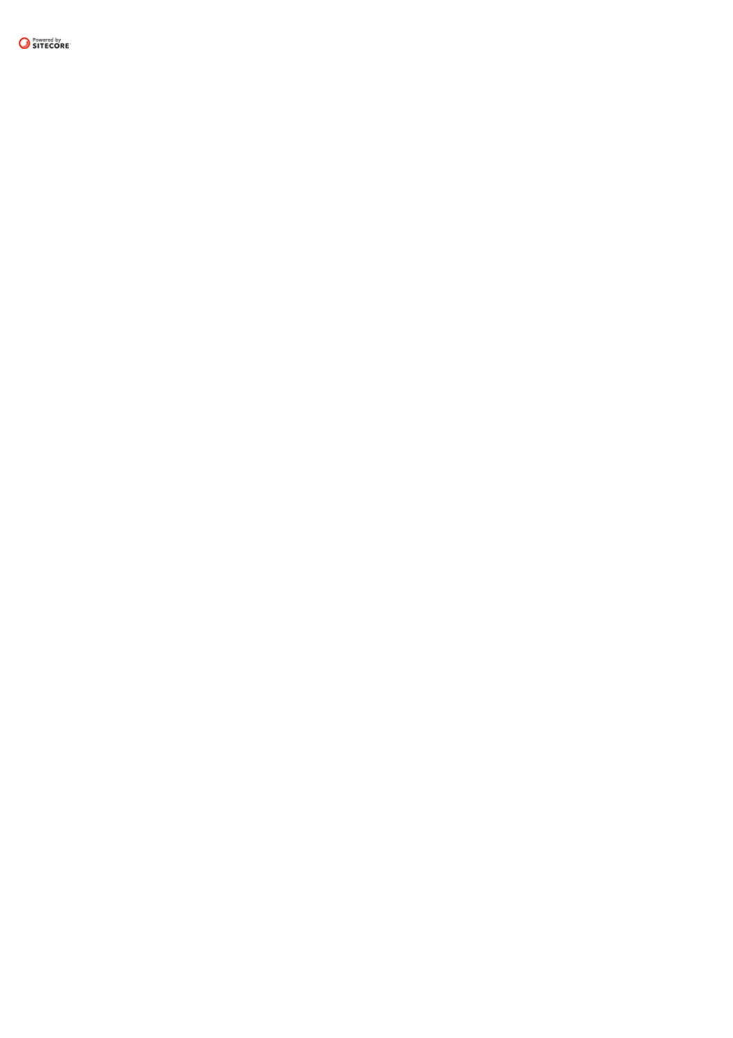Powered by SITECORE